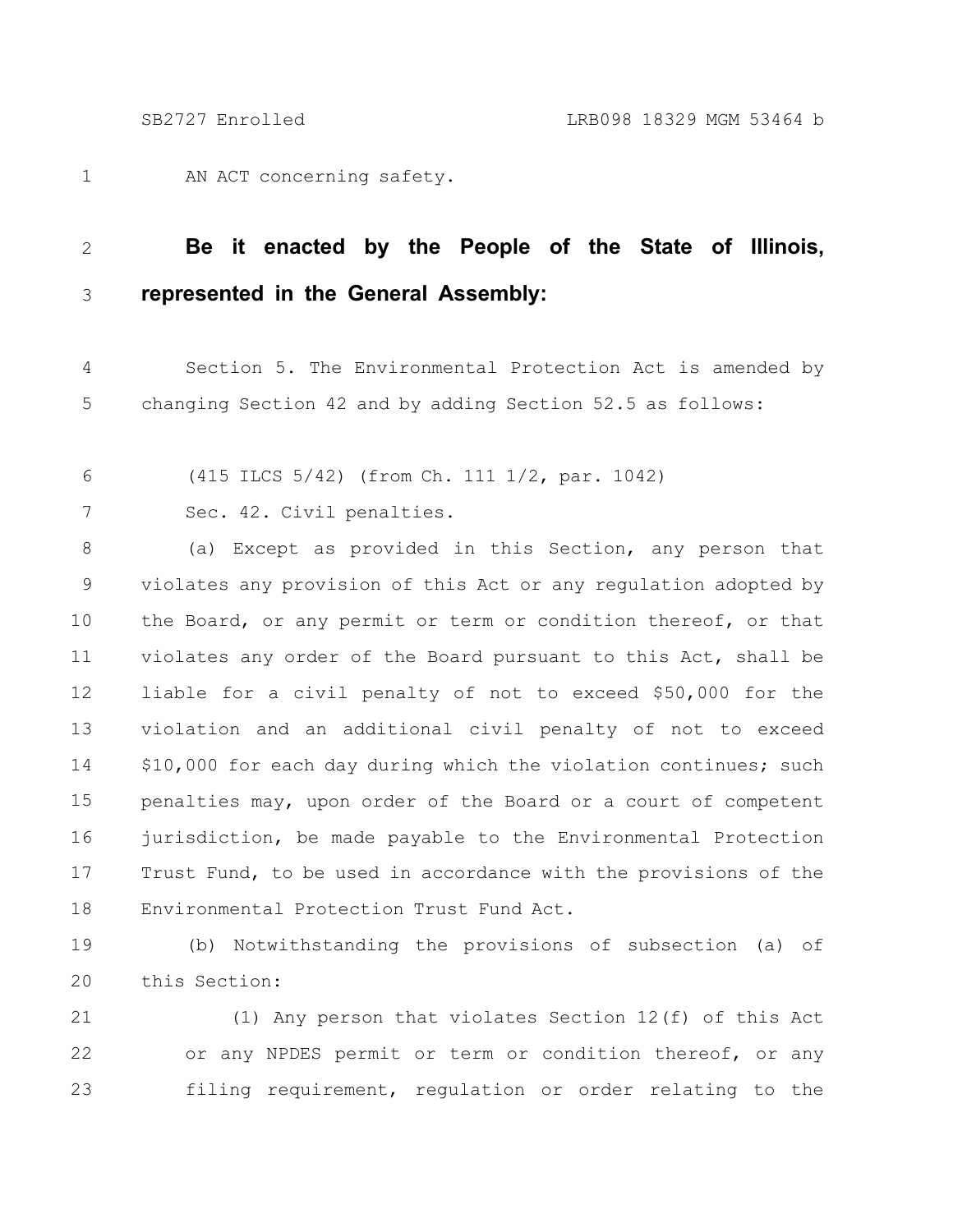AN ACT concerning safety.

**Be it enacted by the People of the State of Illinois, represented in the General Assembly:**

Section 5. The Environmental Protection Act is amended by changing Section 42 and by adding Section 52.5 as follows:

(415 ILCS 5/42) (from Ch. 111 1/2, par. 1042)

Sec. 42. Civil penalties.

(a) Except as provided in this Section, any person that violates any provision of this Act or any regulation adopted by the Board, or any permit or term or condition thereof, or that violates any order of the Board pursuant to this Act, shall be liable for a civil penalty of not to exceed $50,000 for the violation and an additional civil penalty of not to exceed $10,000 for each day during which the violation continues; such penalties may, upon order of the Board or a court of competent jurisdiction, be made payable to the Environmental Protection Trust Fund, to be used in accordance with the provisions of the Environmental Protection Trust Fund Act.

(b) Notwithstanding the provisions of subsection (a) of this Section:

(1) Any person that violates Section 12(f) of this Act or any NPDES permit or term or condition thereof, or any filing requirement, regulation or order relating to the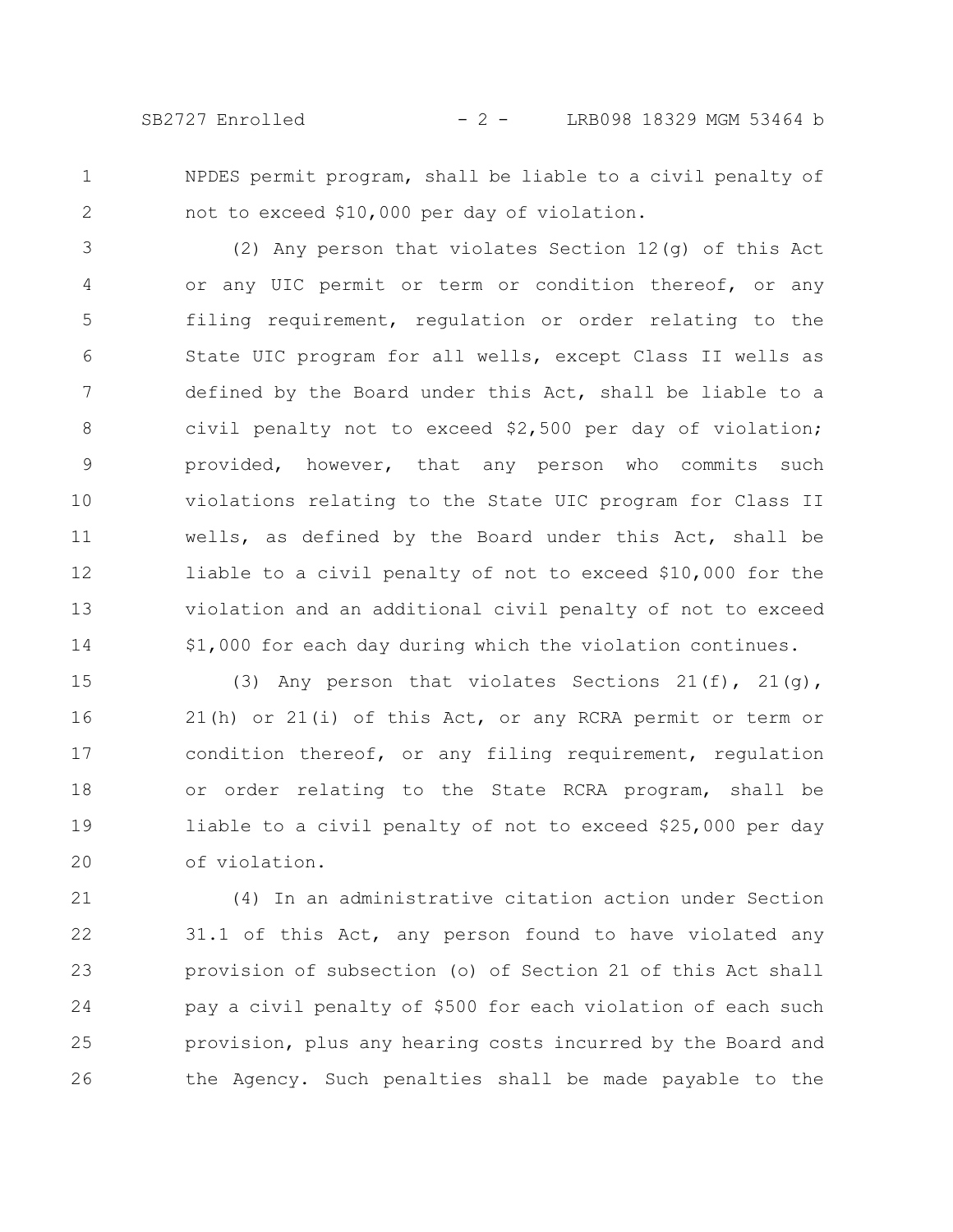NPDES permit program, shall be liable to a civil penalty of not to exceed $10,000 per day of violation.

(2) Any person that violates Section 12(g) of this Act or any UIC permit or term or condition thereof, or any filing requirement, regulation or order relating to the State UIC program for all wells, except Class II wells as defined by the Board under this Act, shall be liable to a civil penalty not to exceed $2,500 per day of violation; provided, however, that any person who commits such violations relating to the State UIC program for Class II wells, as defined by the Board under this Act, shall be liable to a civil penalty of not to exceed $10,000 for the violation and an additional civil penalty of not to exceed $1,000 for each day during which the violation continues.

(3) Any person that violates Sections 21(f), 21(g), 21(h) or 21(i) of this Act, or any RCRA permit or term or condition thereof, or any filing requirement, regulation or order relating to the State RCRA program, shall be liable to a civil penalty of not to exceed $25,000 per day of violation.

(4) In an administrative citation action under Section 31.1 of this Act, any person found to have violated any provision of subsection (o) of Section 21 of this Act shall pay a civil penalty of $500 for each violation of each such provision, plus any hearing costs incurred by the Board and the Agency. Such penalties shall be made payable to the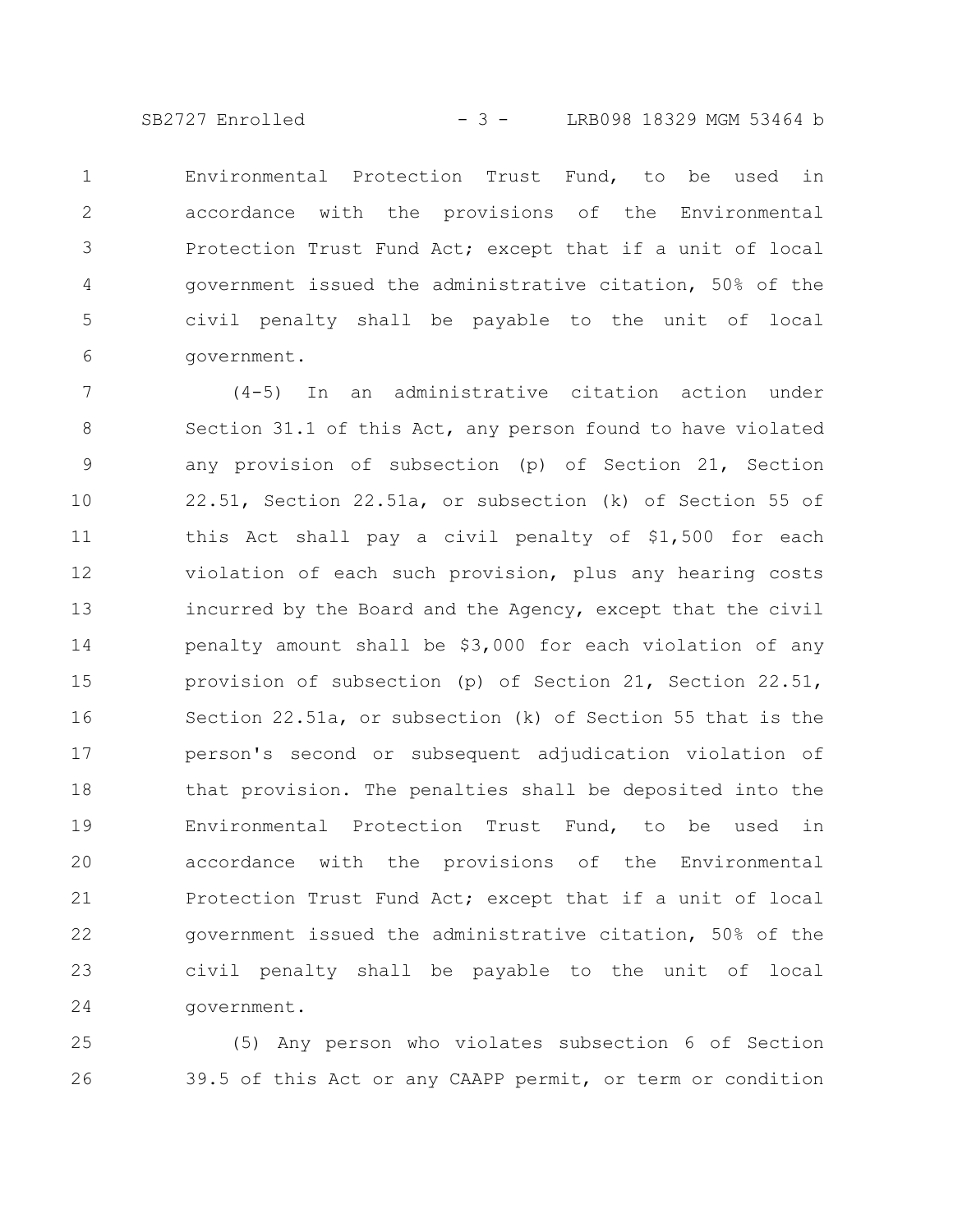Environmental Protection Trust Fund, to be used in accordance with the provisions of the Environmental Protection Trust Fund Act; except that if a unit of local government issued the administrative citation, 50% of the civil penalty shall be payable to the unit of local government.

(4-5) In an administrative citation action under Section 31.1 of this Act, any person found to have violated any provision of subsection (p) of Section 21, Section 22.51, Section 22.51a, or subsection (k) of Section 55 of this Act shall pay a civil penalty of $1,500 for each violation of each such provision, plus any hearing costs incurred by the Board and the Agency, except that the civil penalty amount shall be $3,000 for each violation of any provision of subsection (p) of Section 21, Section 22.51, Section 22.51a, or subsection (k) of Section 55 that is the person's second or subsequent adjudication violation of that provision. The penalties shall be deposited into the Environmental Protection Trust Fund, to be used in accordance with the provisions of the Environmental Protection Trust Fund Act; except that if a unit of local government issued the administrative citation, 50% of the civil penalty shall be payable to the unit of local government.

(5) Any person who violates subsection 6 of Section 39.5 of this Act or any CAAPP permit, or term or condition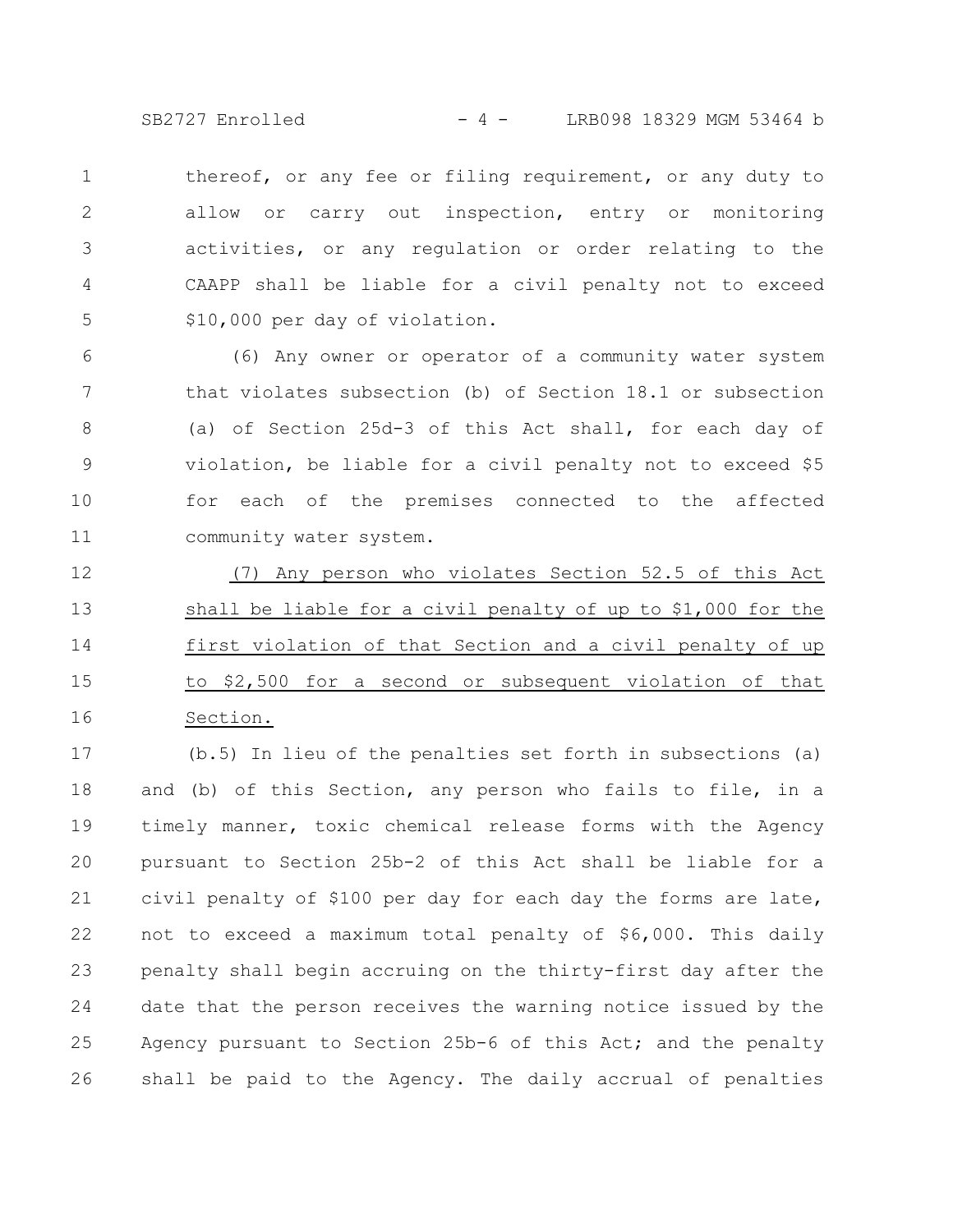thereof, or any fee or filing requirement, or any duty to allow or carry out inspection, entry or monitoring activities, or any regulation or order relating to the CAAPP shall be liable for a civil penalty not to exceed $10,000 per day of violation.

(6) Any owner or operator of a community water system that violates subsection (b) of Section 18.1 or subsection (a) of Section 25d-3 of this Act shall, for each day of violation, be liable for a civil penalty not to exceed $5 for each of the premises connected to the affected community water system.

(7) Any person who violates Section 52.5 of this Act shall be liable for a civil penalty of up to $1,000 for the first violation of that Section and a civil penalty of up to $2,500 for a second or subsequent violation of that Section.

(b.5) In lieu of the penalties set forth in subsections (a) and (b) of this Section, any person who fails to file, in a timely manner, toxic chemical release forms with the Agency pursuant to Section 25b-2 of this Act shall be liable for a civil penalty of $100 per day for each day the forms are late, not to exceed a maximum total penalty of $6,000. This daily penalty shall begin accruing on the thirty-first day after the date that the person receives the warning notice issued by the Agency pursuant to Section 25b-6 of this Act; and the penalty shall be paid to the Agency. The daily accrual of penalties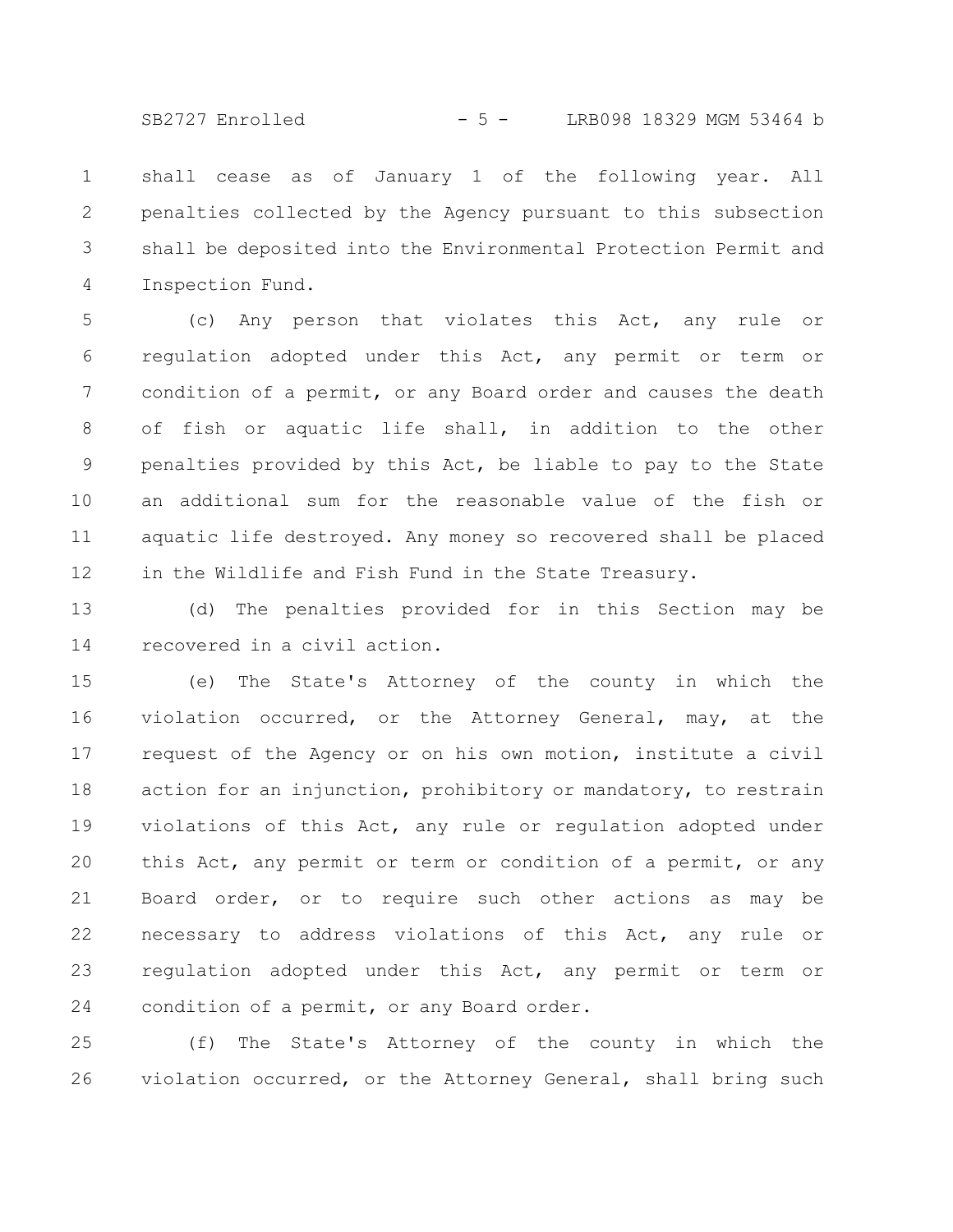shall cease as of January 1 of the following year. All penalties collected by the Agency pursuant to this subsection shall be deposited into the Environmental Protection Permit and Inspection Fund.

(c) Any person that violates this Act, any rule or regulation adopted under this Act, any permit or term or condition of a permit, or any Board order and causes the death of fish or aquatic life shall, in addition to the other penalties provided by this Act, be liable to pay to the State an additional sum for the reasonable value of the fish or aquatic life destroyed. Any money so recovered shall be placed in the Wildlife and Fish Fund in the State Treasury.

(d) The penalties provided for in this Section may be recovered in a civil action.

(e) The State's Attorney of the county in which the violation occurred, or the Attorney General, may, at the request of the Agency or on his own motion, institute a civil action for an injunction, prohibitory or mandatory, to restrain violations of this Act, any rule or regulation adopted under this Act, any permit or term or condition of a permit, or any Board order, or to require such other actions as may be necessary to address violations of this Act, any rule or regulation adopted under this Act, any permit or term or condition of a permit, or any Board order.

(f) The State's Attorney of the county in which the violation occurred, or the Attorney General, shall bring such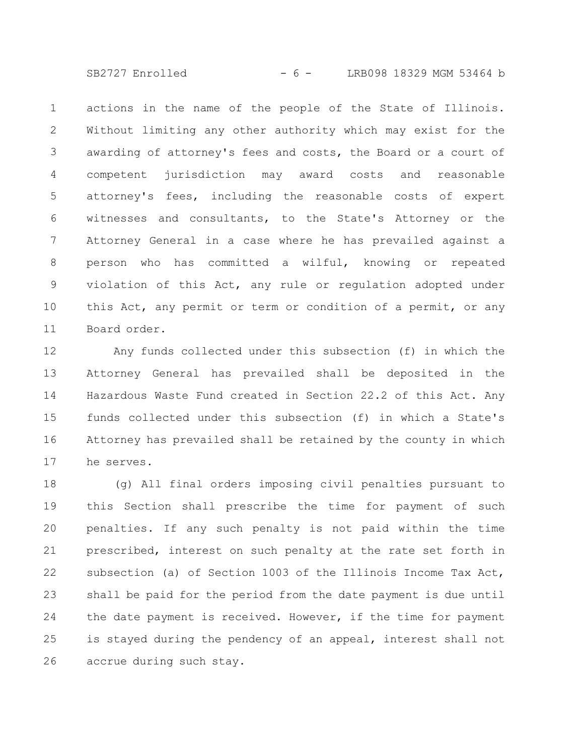actions in the name of the people of the State of Illinois. Without limiting any other authority which may exist for the awarding of attorney's fees and costs, the Board or a court of competent jurisdiction may award costs and reasonable attorney's fees, including the reasonable costs of expert witnesses and consultants, to the State's Attorney or the Attorney General in a case where he has prevailed against a person who has committed a wilful, knowing or repeated violation of this Act, any rule or regulation adopted under this Act, any permit or term or condition of a permit, or any Board order.

Any funds collected under this subsection (f) in which the Attorney General has prevailed shall be deposited in the Hazardous Waste Fund created in Section 22.2 of this Act. Any funds collected under this subsection (f) in which a State's Attorney has prevailed shall be retained by the county in which he serves.

(g) All final orders imposing civil penalties pursuant to this Section shall prescribe the time for payment of such penalties. If any such penalty is not paid within the time prescribed, interest on such penalty at the rate set forth in subsection (a) of Section 1003 of the Illinois Income Tax Act, shall be paid for the period from the date payment is due until the date payment is received. However, if the time for payment is stayed during the pendency of an appeal, interest shall not accrue during such stay.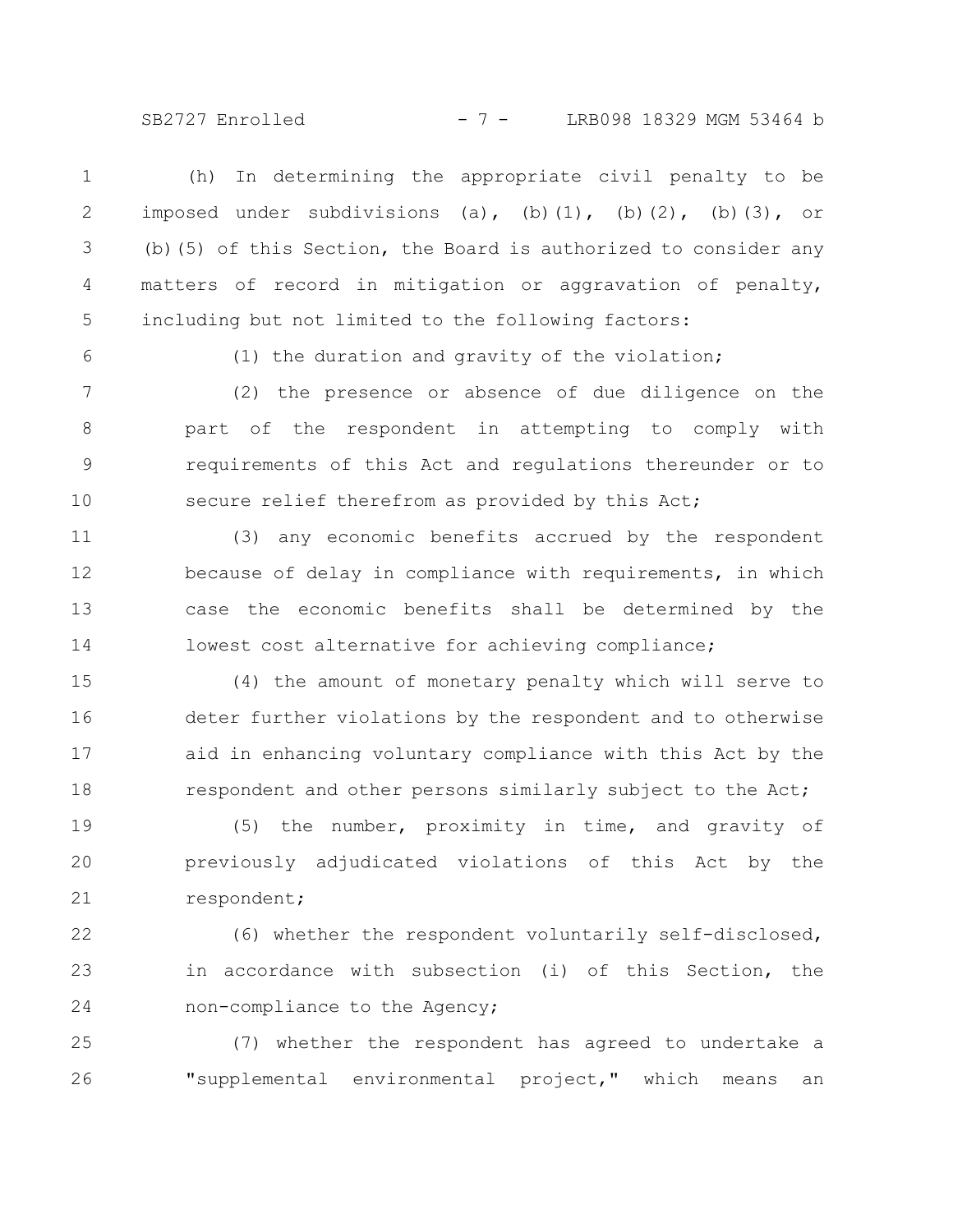(h) In determining the appropriate civil penalty to be imposed under subdivisions (a), (b)(1), (b)(2), (b)(3), or (b)(5) of this Section, the Board is authorized to consider any matters of record in mitigation or aggravation of penalty, including but not limited to the following factors:

(1) the duration and gravity of the violation;

(2) the presence or absence of due diligence on the part of the respondent in attempting to comply with requirements of this Act and regulations thereunder or to secure relief therefrom as provided by this Act;

(3) any economic benefits accrued by the respondent because of delay in compliance with requirements, in which case the economic benefits shall be determined by the lowest cost alternative for achieving compliance;

(4) the amount of monetary penalty which will serve to deter further violations by the respondent and to otherwise aid in enhancing voluntary compliance with this Act by the respondent and other persons similarly subject to the Act;

(5) the number, proximity in time, and gravity of previously adjudicated violations of this Act by the respondent;

(6) whether the respondent voluntarily self-disclosed, in accordance with subsection (i) of this Section, the non-compliance to the Agency;

(7) whether the respondent has agreed to undertake a "supplemental environmental project," which means an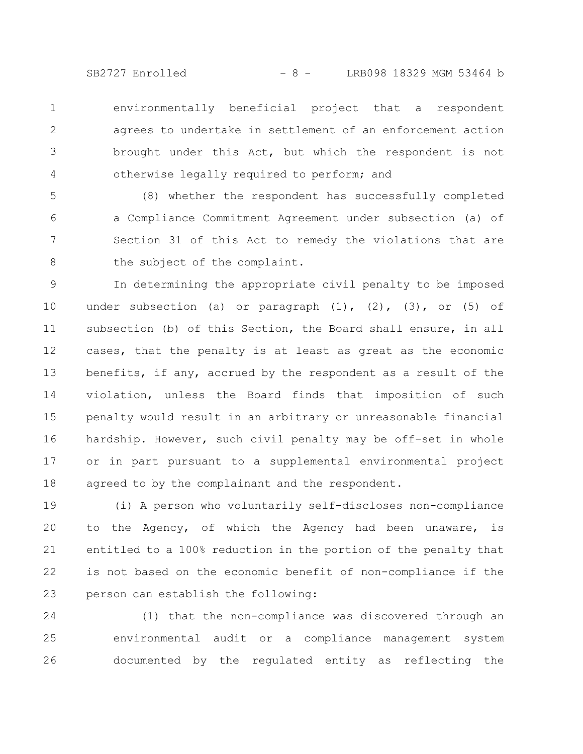environmentally beneficial project that a respondent agrees to undertake in settlement of an enforcement action brought under this Act, but which the respondent is not otherwise legally required to perform; and

(8) whether the respondent has successfully completed a Compliance Commitment Agreement under subsection (a) of Section 31 of this Act to remedy the violations that are the subject of the complaint.

In determining the appropriate civil penalty to be imposed under subsection (a) or paragraph (1), (2), (3), or (5) of subsection (b) of this Section, the Board shall ensure, in all cases, that the penalty is at least as great as the economic benefits, if any, accrued by the respondent as a result of the violation, unless the Board finds that imposition of such penalty would result in an arbitrary or unreasonable financial hardship. However, such civil penalty may be off-set in whole or in part pursuant to a supplemental environmental project agreed to by the complainant and the respondent.

(i) A person who voluntarily self-discloses non-compliance to the Agency, of which the Agency had been unaware, is entitled to a 100% reduction in the portion of the penalty that is not based on the economic benefit of non-compliance if the person can establish the following:

(1) that the non-compliance was discovered through an environmental audit or a compliance management system documented by the regulated entity as reflecting the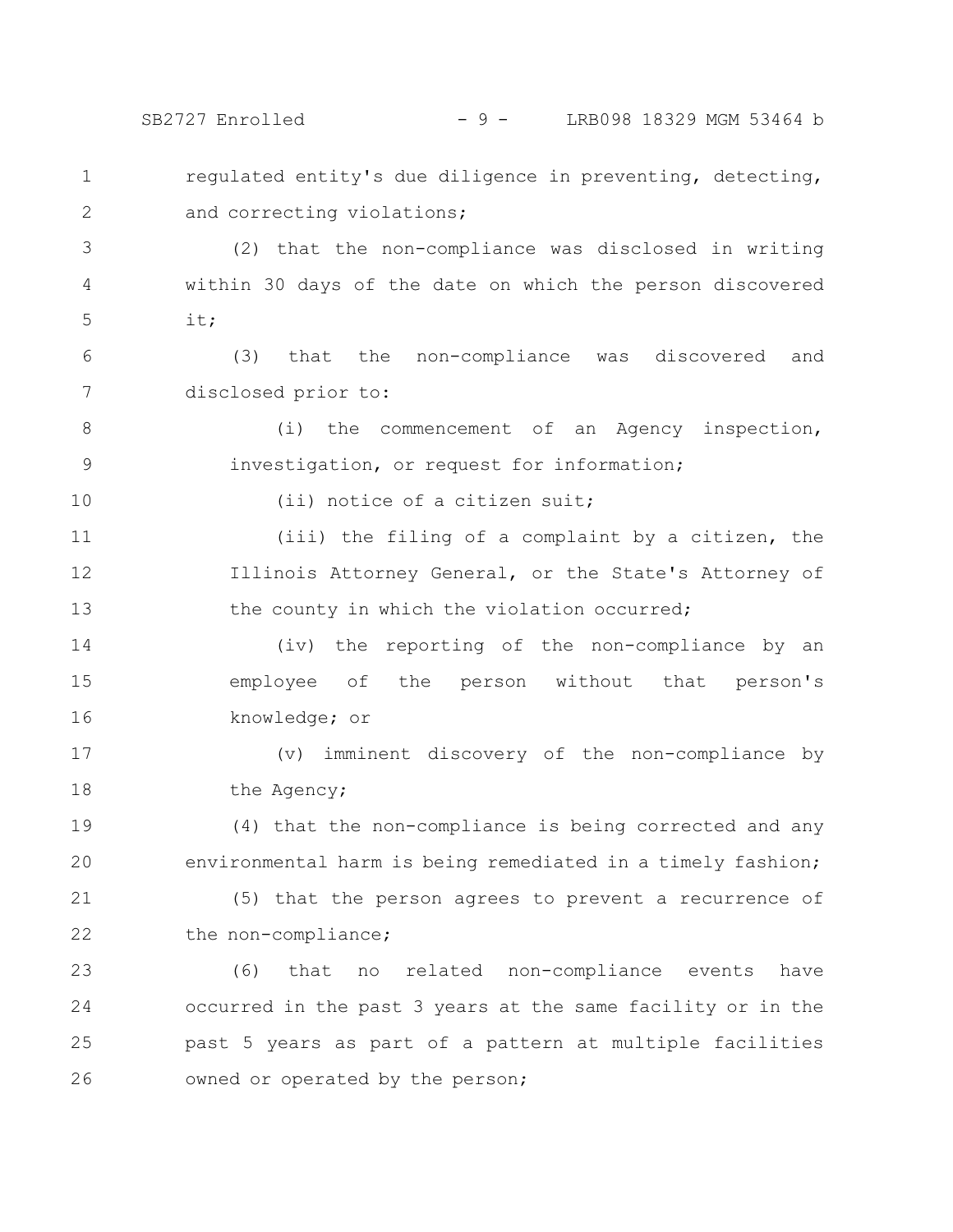regulated entity's due diligence in preventing, detecting, and correcting violations;

(2) that the non-compliance was disclosed in writing within 30 days of the date on which the person discovered it;

(3) that the non-compliance was discovered and disclosed prior to:

(i) the commencement of an Agency inspection, investigation, or request for information;

(ii) notice of a citizen suit;

(iii) the filing of a complaint by a citizen, the Illinois Attorney General, or the State's Attorney of the county in which the violation occurred;

(iv) the reporting of the non-compliance by an employee of the person without that person's knowledge; or

(v) imminent discovery of the non-compliance by the Agency;

(4) that the non-compliance is being corrected and any environmental harm is being remediated in a timely fashion;

(5) that the person agrees to prevent a recurrence of the non-compliance;

(6) that no related non-compliance events have occurred in the past 3 years at the same facility or in the past 5 years as part of a pattern at multiple facilities owned or operated by the person;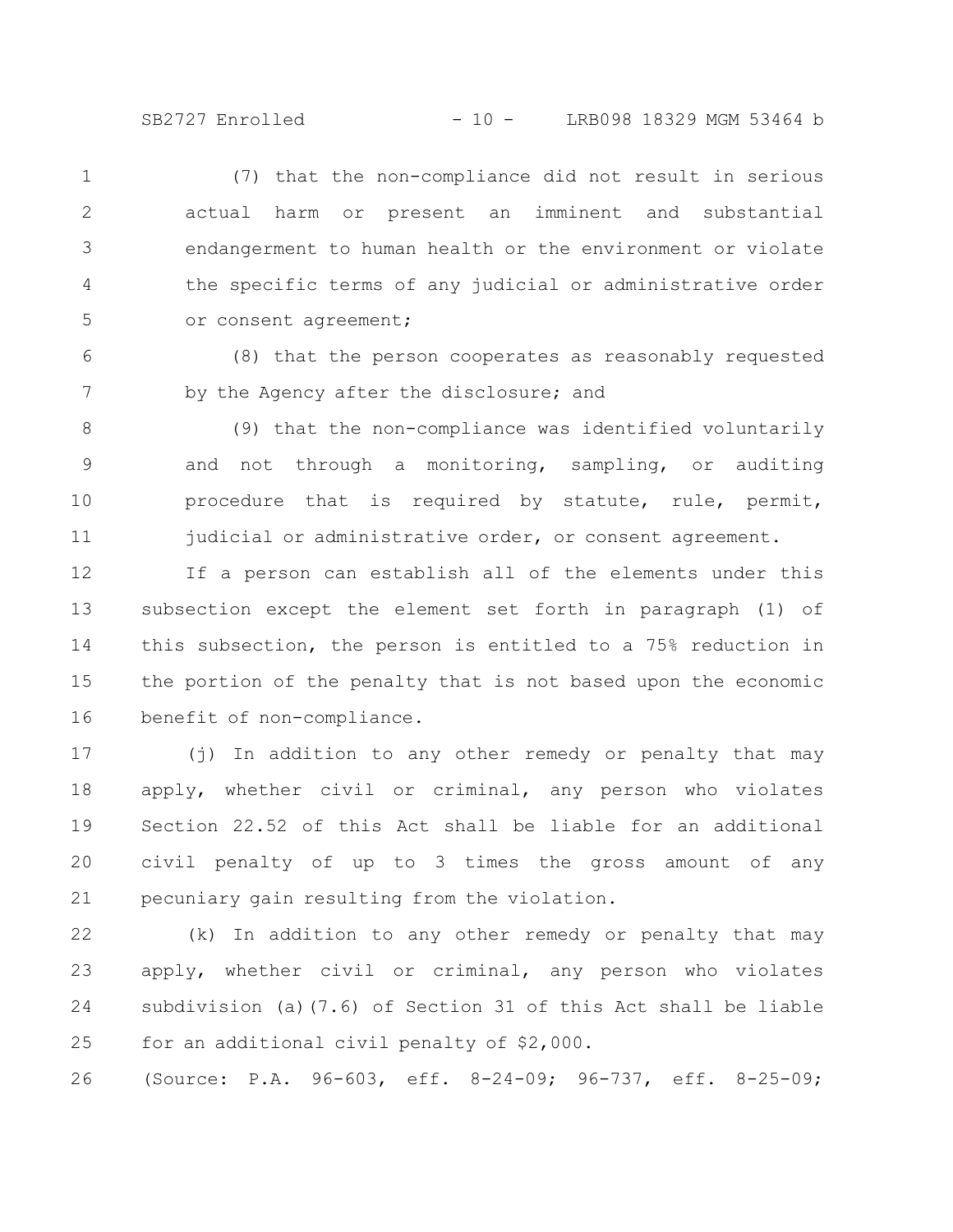(7) that the non-compliance did not result in serious actual harm or present an imminent and substantial endangerment to human health or the environment or violate the specific terms of any judicial or administrative order or consent agreement;

(8) that the person cooperates as reasonably requested by the Agency after the disclosure; and

(9) that the non-compliance was identified voluntarily and not through a monitoring, sampling, or auditing procedure that is required by statute, rule, permit, judicial or administrative order, or consent agreement.

If a person can establish all of the elements under this subsection except the element set forth in paragraph (1) of this subsection, the person is entitled to a 75% reduction in the portion of the penalty that is not based upon the economic benefit of non-compliance.

(j) In addition to any other remedy or penalty that may apply, whether civil or criminal, any person who violates Section 22.52 of this Act shall be liable for an additional civil penalty of up to 3 times the gross amount of any pecuniary gain resulting from the violation.

(k) In addition to any other remedy or penalty that may apply, whether civil or criminal, any person who violates subdivision (a)(7.6) of Section 31 of this Act shall be liable for an additional civil penalty of $2,000.

(Source: P.A. 96-603, eff. 8-24-09; 96-737, eff. 8-25-09;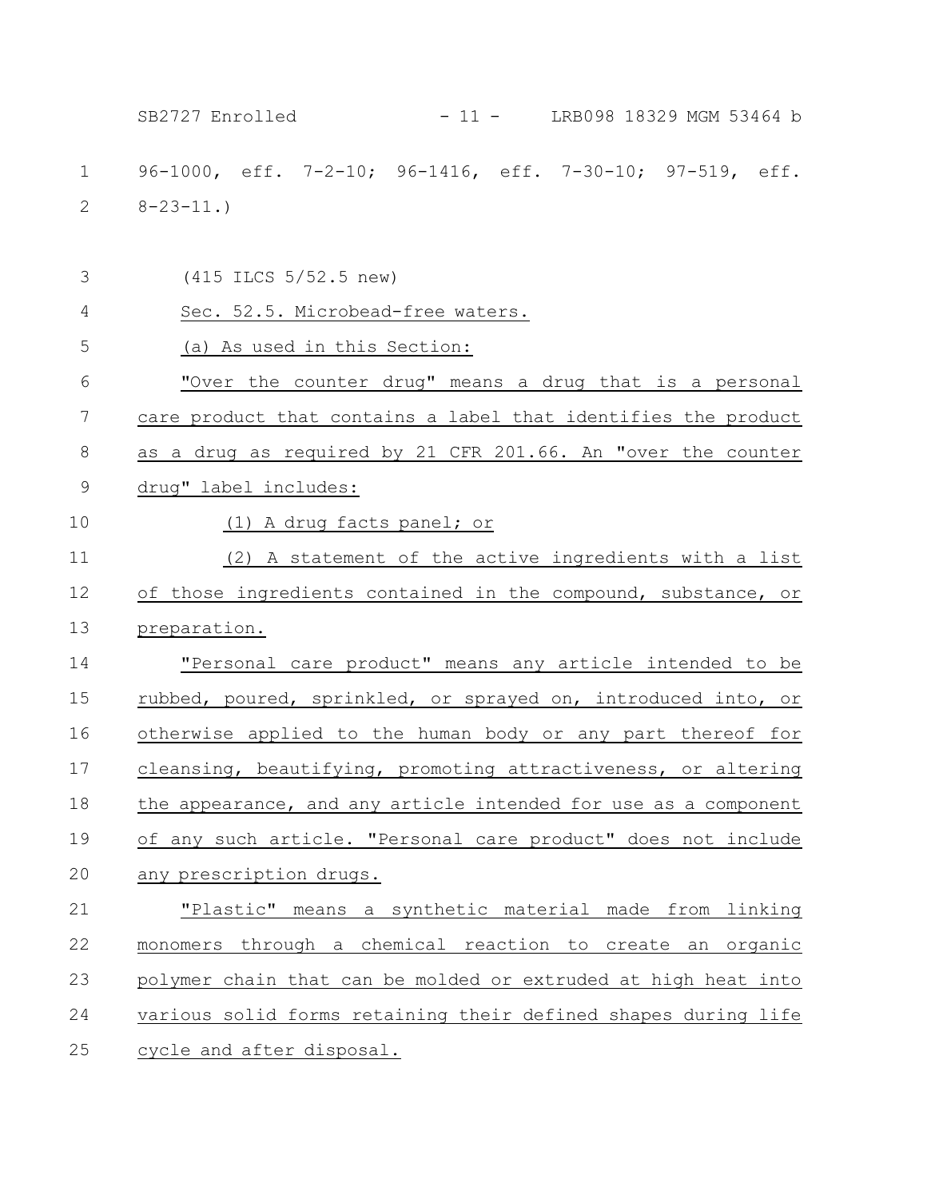96-1000, eff. 7-2-10; 96-1416, eff. 7-30-10; 97-519, eff. 8-23-11.)

(415 ILCS 5/52.5 new)

Sec. 52.5. Microbead-free waters.

(a) As used in this Section:

"Over the counter drug" means a drug that is a personal care product that contains a label that identifies the product as a drug as required by 21 CFR 201.66. An "over the counter drug" label includes:

(1) A drug facts panel; or

(2) A statement of the active ingredients with a list of those ingredients contained in the compound, substance, or preparation.

"Personal care product" means any article intended to be rubbed, poured, sprinkled, or sprayed on, introduced into, or otherwise applied to the human body or any part thereof for cleansing, beautifying, promoting attractiveness, or altering the appearance, and any article intended for use as a component of any such article. "Personal care product" does not include any prescription drugs.

"Plastic" means a synthetic material made from linking monomers through a chemical reaction to create an organic polymer chain that can be molded or extruded at high heat into various solid forms retaining their defined shapes during life cycle and after disposal.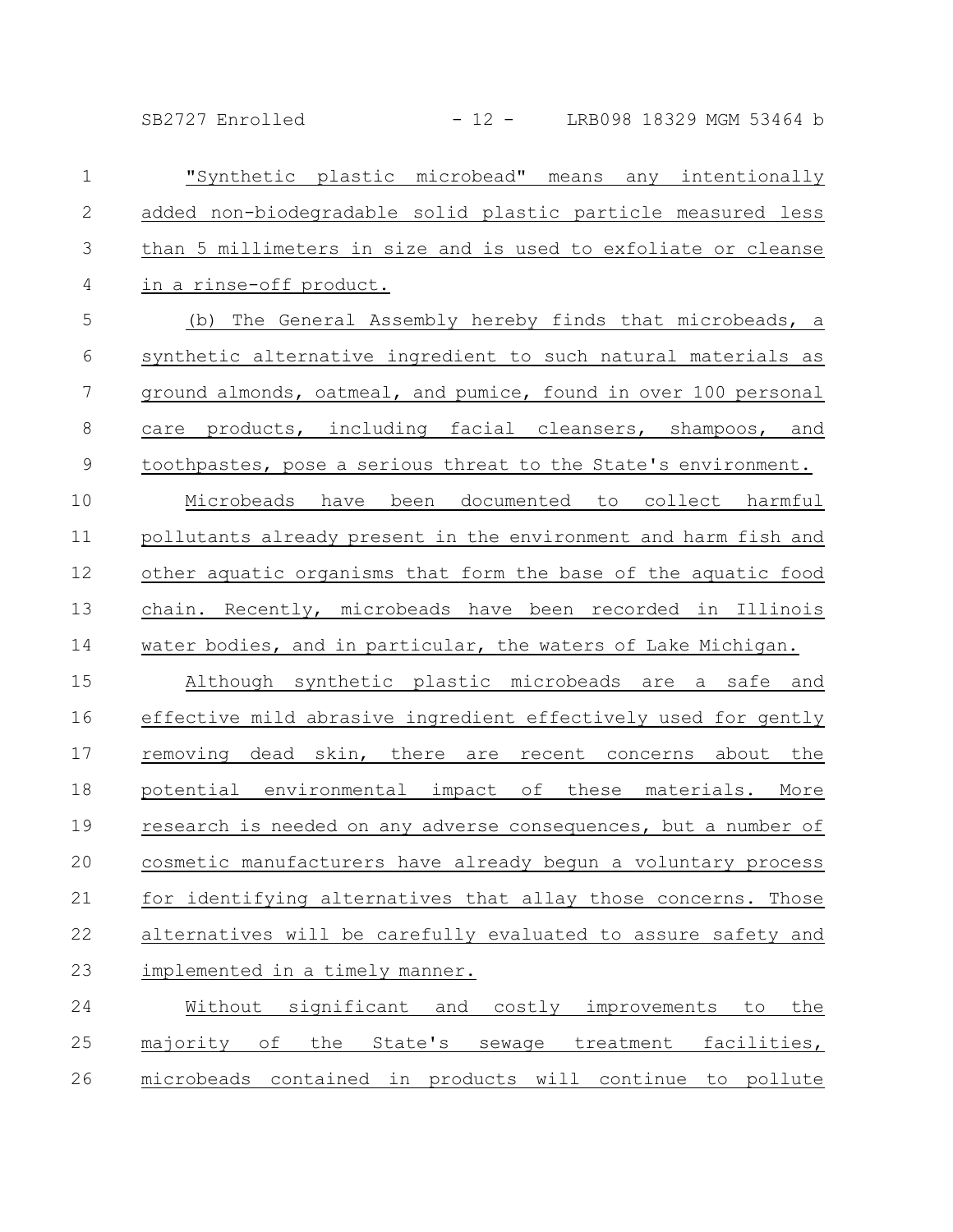"Synthetic plastic microbead" means any intentionally added non-biodegradable solid plastic particle measured less than 5 millimeters in size and is used to exfoliate or cleanse in a rinse-off product.

(b) The General Assembly hereby finds that microbeads, a synthetic alternative ingredient to such natural materials as ground almonds, oatmeal, and pumice, found in over 100 personal care products, including facial cleansers, shampoos, and toothpastes, pose a serious threat to the State's environment.

Microbeads have been documented to collect harmful pollutants already present in the environment and harm fish and other aquatic organisms that form the base of the aquatic food chain. Recently, microbeads have been recorded in Illinois water bodies, and in particular, the waters of Lake Michigan.

Although synthetic plastic microbeads are a safe and effective mild abrasive ingredient effectively used for gently removing dead skin, there are recent concerns about the potential environmental impact of these materials. More research is needed on any adverse consequences, but a number of cosmetic manufacturers have already begun a voluntary process for identifying alternatives that allay those concerns. Those alternatives will be carefully evaluated to assure safety and implemented in a timely manner.

Without significant and costly improvements to the majority of the State's sewage treatment facilities, microbeads contained in products will continue to pollute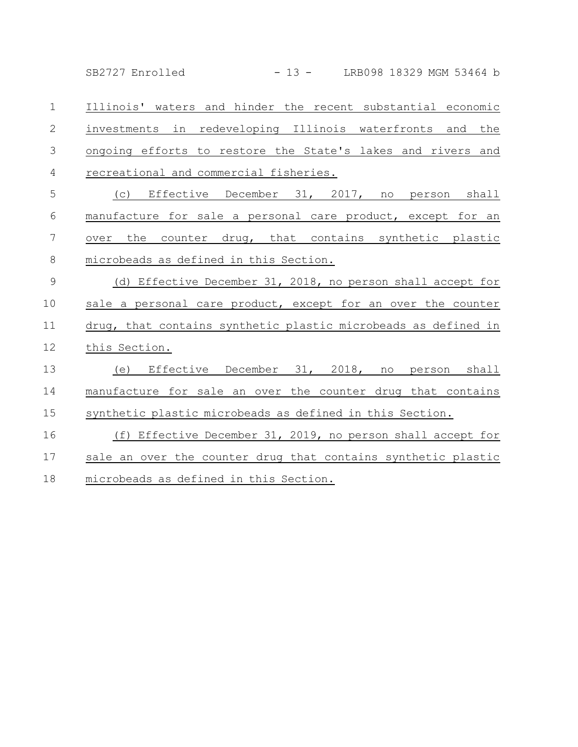Illinois' waters and hinder the recent substantial economic investments in redeveloping Illinois waterfronts and the ongoing efforts to restore the State's lakes and rivers and recreational and commercial fisheries.

(c) Effective December 31, 2017, no person shall manufacture for sale a personal care product, except for an over the counter drug, that contains synthetic plastic microbeads as defined in this Section.

(d) Effective December 31, 2018, no person shall accept for sale a personal care product, except for an over the counter drug, that contains synthetic plastic microbeads as defined in this Section.

(e) Effective December 31, 2018, no person shall manufacture for sale an over the counter drug that contains synthetic plastic microbeads as defined in this Section.

(f) Effective December 31, 2019, no person shall accept for sale an over the counter drug that contains synthetic plastic microbeads as defined in this Section.